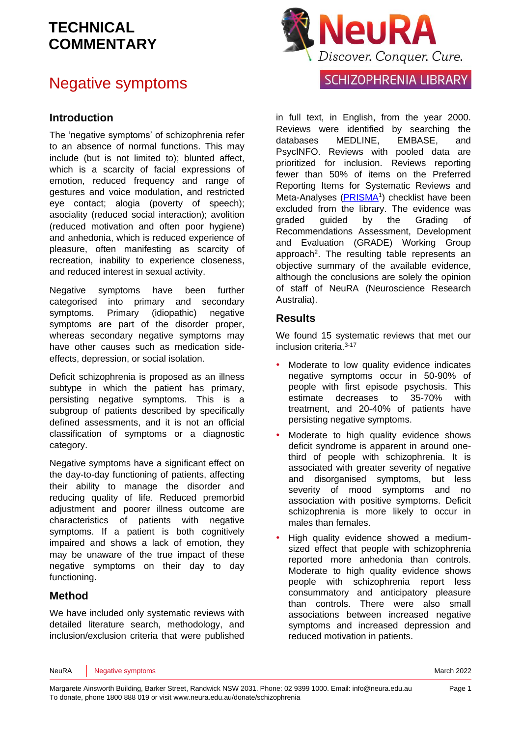# TECHNICAL COMMENTARY

# Negative symptoms

NeuRA Discover. Conquer. Cure.

SCHIZOPHRENIA LIBRARY

## Introduction

The 'negative symptoms' of schizophrenia refer to an absence of normal functions. This may include (but is not limited to); blunted affect, which is a scarcity of facial expressions of emotion, reduced frequency and range of gestures and voice modulation, and restricted eye contact; alogia (poverty of speech); asociality (reduced social interaction); avolition (reduced motivation and often poor hygiene) and anhedonia, which is reduced experience of pleasure, often manifesting as scarcity of recreation, inability to experience closeness, and reduced interest in sexual activity.

Negative symptoms have been further categorised into primary and secondary symptoms. Primary (idiopathic) negative symptoms are part of the disorder proper, whereas secondary negative symptoms may have other causes such as medication side-effects, depression, or social isolation.

Deficit schizophrenia is proposed as an illness subtype in which the patient has primary, persisting negative symptoms. This is a subgroup of patients described by specifically defined assessments, and it is not an official classification of symptoms or a diagnostic category.

Negative symptoms have a significant effect on the day-to-day functioning of patients, affecting their ability to manage the disorder and reducing quality of life. Reduced premorbid adjustment and poorer illness outcome are characteristics of patients with negative symptoms. If a patient is both cognitively impaired and shows a lack of emotion, they may be unaware of the true impact of these negative symptoms on their day to day functioning.

## Method

We have included only systematic reviews with detailed literature search, methodology, and inclusion/exclusion criteria that were published in full text, in English, from the year 2000. Reviews were identified by searching the databases MEDLINE, EMBASE, and PsycINFO. Reviews with pooled data are prioritized for inclusion. Reviews reporting fewer than 50% of items on the Preferred Reporting Items for Systematic Reviews and Meta-Analyses (PRISMA[1]) checklist have been excluded from the library. The evidence was graded guided by the Grading of Recommendations Assessment, Development and Evaluation (GRADE) Working Group approach[2]. The resulting table represents an objective summary of the available evidence, although the conclusions are solely the opinion of staff of NeuRA (Neuroscience Research Australia).

## Results

We found 15 systematic reviews that met our inclusion criteria.[3-17]

- Moderate to low quality evidence indicates negative symptoms occur in 50-90% of people with first episode psychosis. This estimate decreases to 35-70% with treatment, and 20-40% of patients have persisting negative symptoms.
- Moderate to high quality evidence shows deficit syndrome is apparent in around one-third of people with schizophrenia. It is associated with greater severity of negative and disorganised symptoms, but less severity of mood symptoms and no association with positive symptoms. Deficit schizophrenia is more likely to occur in males than females.
- High quality evidence showed a medium-sized effect that people with schizophrenia reported more anhedonia than controls. Moderate to high quality evidence shows people with schizophrenia report less consummatory and anticipatory pleasure than controls. There were also small associations between increased negative symptoms and increased depression and reduced motivation in patients.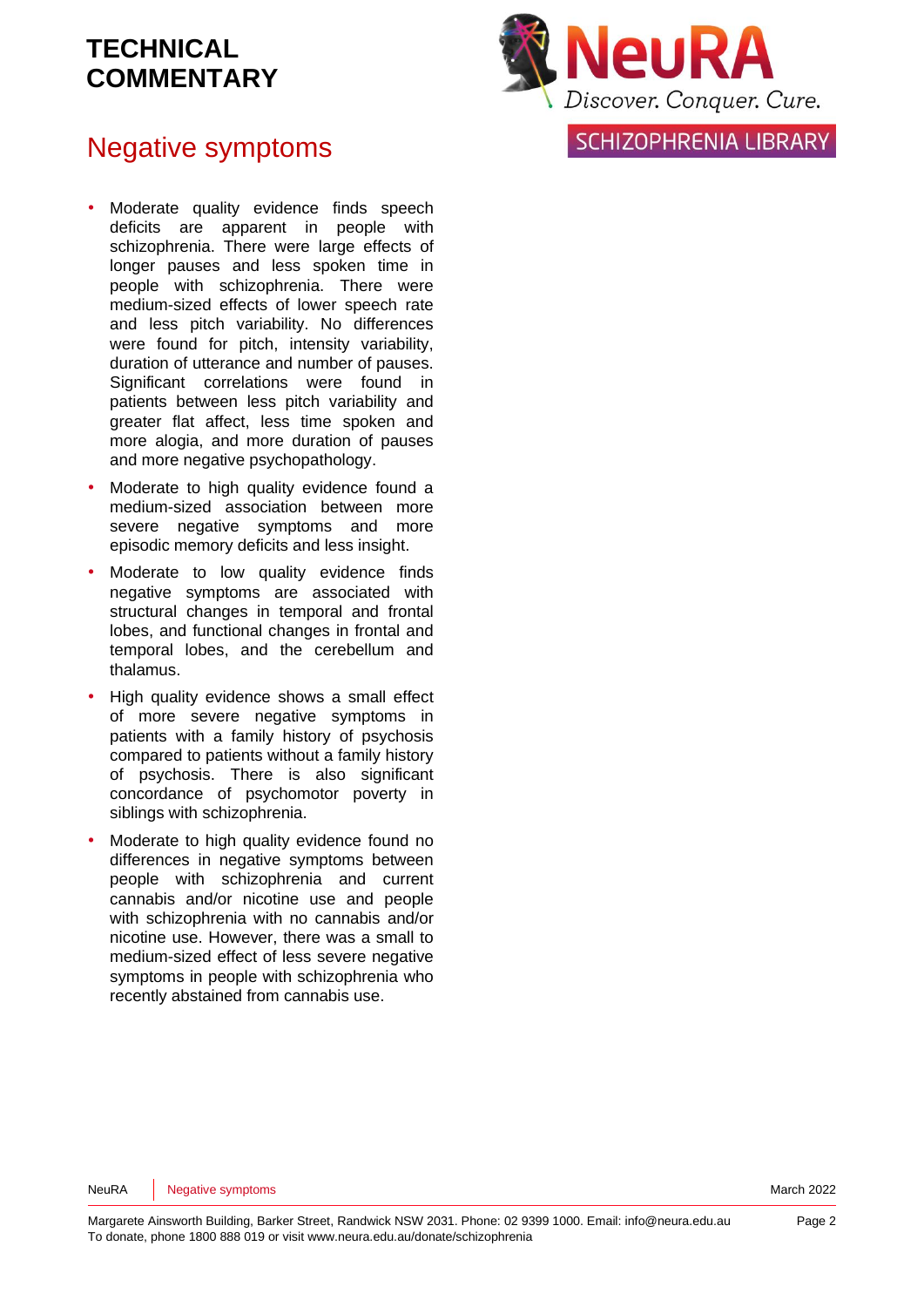# TECHNICAL COMMENTARY

## Negative symptoms

- Moderate quality evidence finds speech deficits are apparent in people with schizophrenia. There were large effects of longer pauses and less spoken time in people with schizophrenia. There were medium-sized effects of lower speech rate and less pitch variability. No differences were found for pitch, intensity variability, duration of utterance and number of pauses. Significant correlations were found in patients between less pitch variability and greater flat affect, less time spoken and more alogia, and more duration of pauses and more negative psychopathology.
- Moderate to high quality evidence found a medium-sized association between more severe negative symptoms and more episodic memory deficits and less insight.
- Moderate to low quality evidence finds negative symptoms are associated with structural changes in temporal and frontal lobes, and functional changes in frontal and temporal lobes, and the cerebellum and thalamus.
- High quality evidence shows a small effect of more severe negative symptoms in patients with a family history of psychosis compared to patients without a family history of psychosis. There is also significant concordance of psychomotor poverty in siblings with schizophrenia.
- Moderate to high quality evidence found no differences in negative symptoms between people with schizophrenia and current cannabis and/or nicotine use and people with schizophrenia with no cannabis and/or nicotine use. However, there was a small to medium-sized effect of less severe negative symptoms in people with schizophrenia who recently abstained from cannabis use.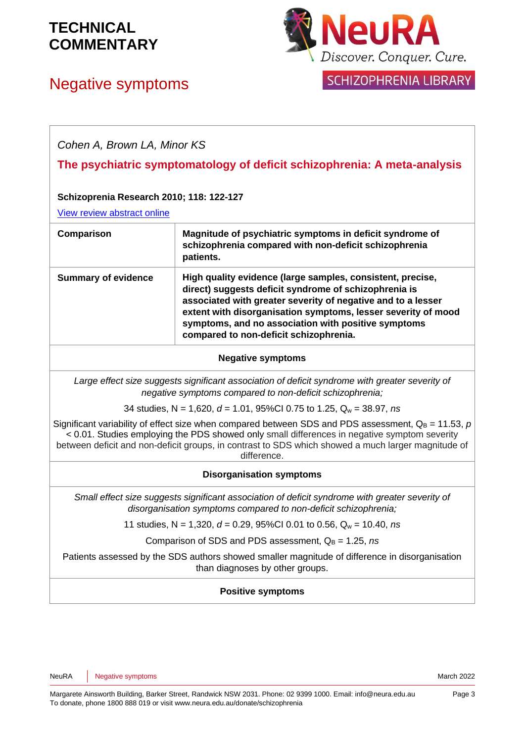# TECHNICAL COMMENTARY

## Negative symptoms

*Cohen A, Brown LA, Minor KS*

**The psychiatric symptomatology of deficit schizophrenia: A meta-analysis**

**Schizoprenia Research 2010; 118: 122-127**

[View review abstract online](#)

| **Comparison** | **Magnitude of psychiatric symptoms in deficit syndrome of schizophrenia compared with non-deficit schizophrenia patients.** |
|---|---|
| **Summary of evidence** | **High quality evidence (large samples, consistent, precise, direct) suggests deficit syndrome of schizophrenia is associated with greater severity of negative and to a lesser extent with disorganisation symptoms, lesser severity of mood symptoms, and no association with positive symptoms compared to non-deficit schizophrenia.** |

**Negative symptoms**

*Large effect size suggests significant association of deficit syndrome with greater severity of negative symptoms compared to non-deficit schizophrenia;*

34 studies, N = 1,620, $d$ = 1.01, 95%CI 0.75 to 1.25, $Q_w$ = 38.97, *ns*

Significant variability of effect size when compared between SDS and PDS assessment, $Q_B$ = 11.53, $p$ < 0.01. Studies employing the PDS showed only small differences in negative symptom severity between deficit and non-deficit groups, in contrast to SDS which showed a much larger magnitude of difference.

**Disorganisation symptoms**

*Small effect size suggests significant association of deficit syndrome with greater severity of disorganisation symptoms compared to non-deficit schizophrenia;*

11 studies, N = 1,320, $d$ = 0.29, 95%CI 0.01 to 0.56, $Q_w$ = 10.40, *ns*

Comparison of SDS and PDS assessment, $Q_B$ = 1.25, *ns*

Patients assessed by the SDS authors showed smaller magnitude of difference in disorganisation than diagnoses by other groups.

**Positive symptoms**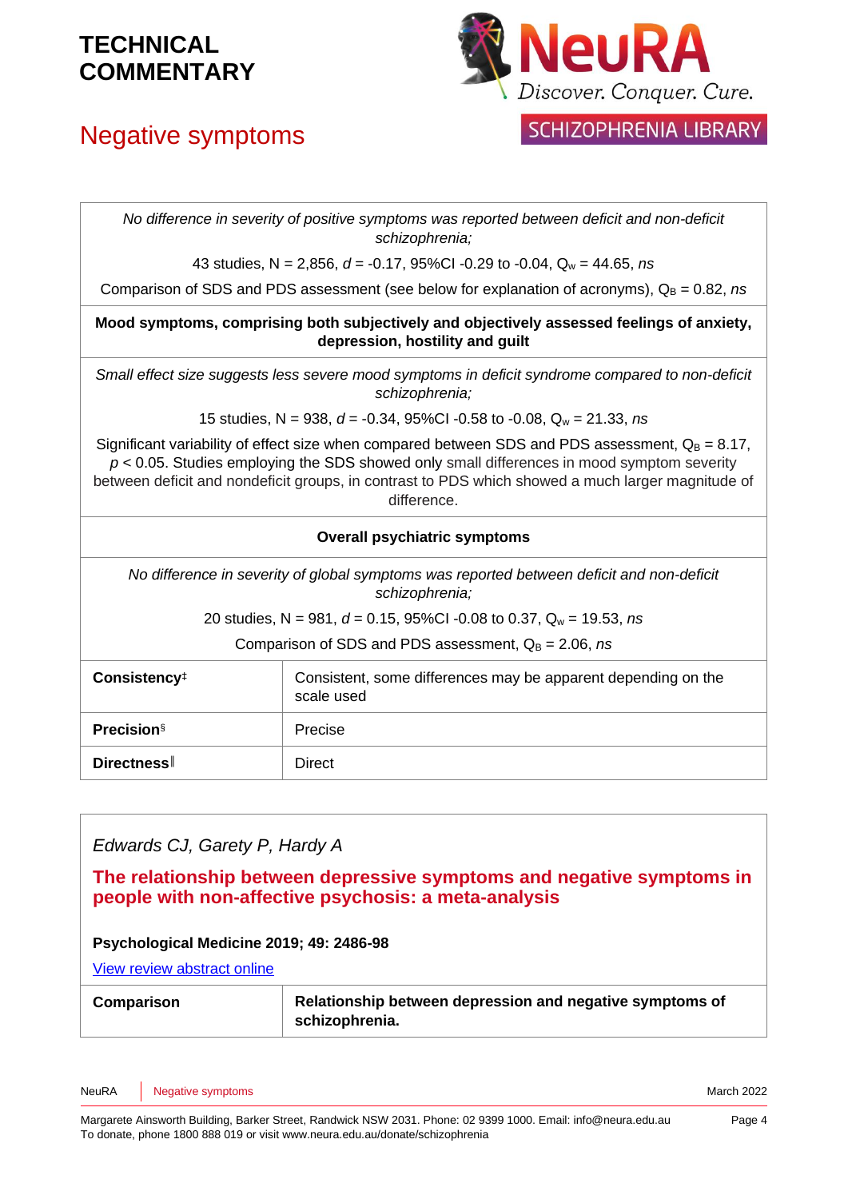| | |
|---|---|
| *No difference in severity of positive symptoms was reported between deficit and non-deficit schizophrenia;* <br> 43 studies, N = 2,856, $d$ = -0.17, 95%CI -0.29 to -0.04, $Q_w$ = 44.65, *ns* <br> Comparison of SDS and PDS assessment (see below for explanation of acronyms), $Q_B$ = 0.82, *ns* | |
| **Mood symptoms, comprising both subjectively and objectively assessed feelings of anxiety, depression, hostility and guilt** | |
| *Small effect size suggests less severe mood symptoms in deficit syndrome compared to non-deficit schizophrenia;* <br> 15 studies, N = 938, $d$ = -0.34, 95%CI -0.58 to -0.08, $Q_w$ = 21.33, *ns* <br> Significant variability of effect size when compared between SDS and PDS assessment, $Q_B$ = 8.17, $p < 0.05$. Studies employing the SDS showed only small differences in mood symptom severity between deficit and nondeficit groups, in contrast to PDS which showed a much larger magnitude of difference. | |
| **Overall psychiatric symptoms** | |
| *No difference in severity of global symptoms was reported between deficit and non-deficit schizophrenia;* <br> 20 studies, N = 981, $d$ = 0.15, 95%CI -0.08 to 0.37, $Q_w$ = 19.53, *ns* <br> Comparison of SDS and PDS assessment, $Q_B$ = 2.06, *ns* | |
| **Consistency**[‡] | Consistent, some differences may be apparent depending on the scale used |
| **Precision**[§] | Precise |
| **Directness**[‖] | Direct |

*Edwards CJ, Garety P, Hardy A*

**The relationship between depressive symptoms and negative symptoms in people with non-affective psychosis: a meta-analysis**

**Psychological Medicine 2019; 49: 2486-98**

View review abstract online

| **Comparison** | **Relationship between depression and negative symptoms of schizophrenia.** |
|---|---|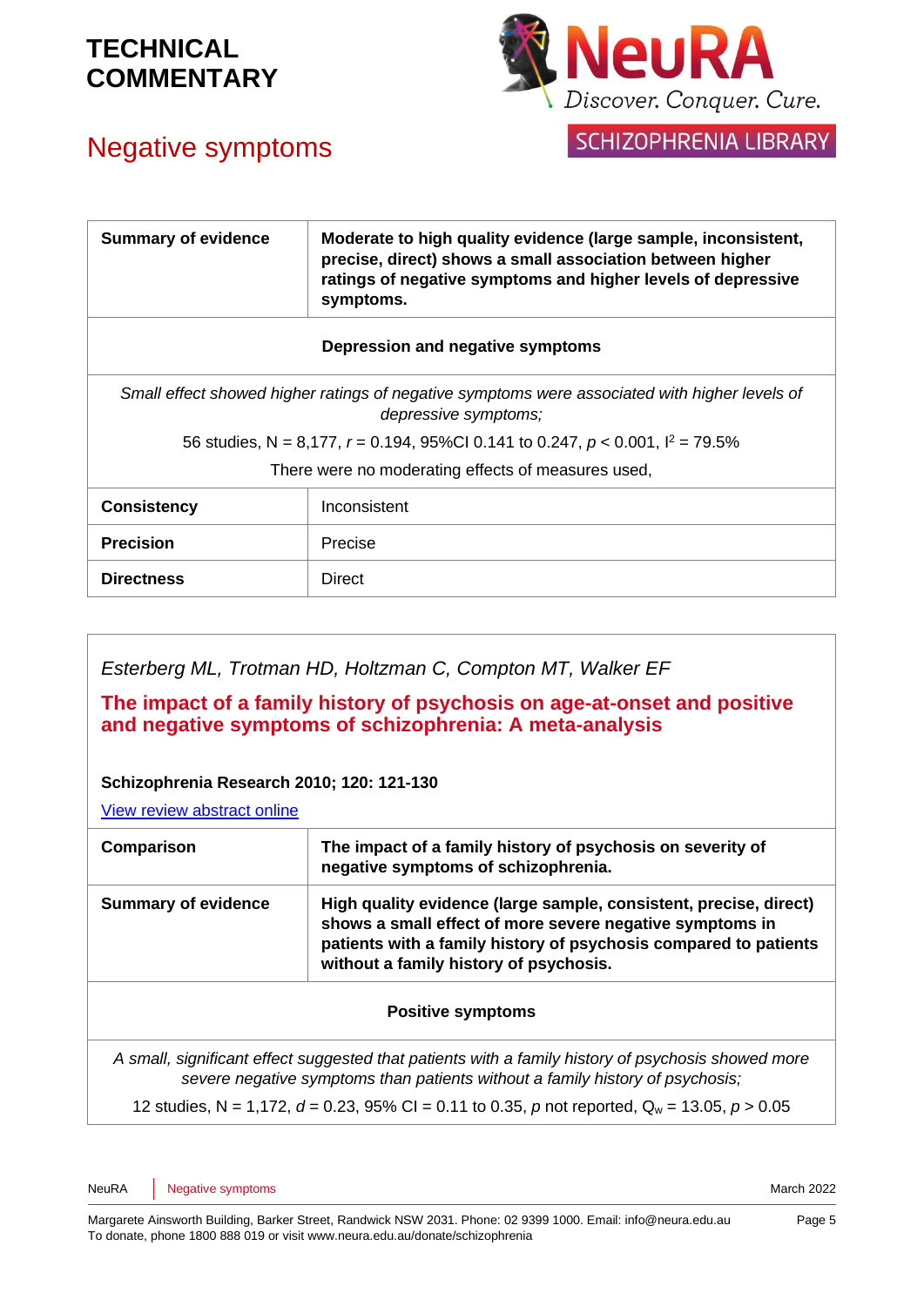| Summary of evidence | Moderate to high quality evidence (large sample, inconsistent, precise, direct) shows a small association between higher ratings of negative symptoms and higher levels of depressive symptoms. |
|---|---|
| **Depression and negative symptoms** | |
| *Small effect showed higher ratings of negative symptoms were associated with higher levels of depressive symptoms;*<br>56 studies, N = 8,177, $r$ = 0.194, 95%CI 0.141 to 0.247, $p$ < 0.001, $I^2$ = 79.5%<br>There were no moderating effects of measures used, | |
| **Consistency** | Inconsistent |
| **Precision** | Precise |
| **Directness** | Direct |

*Esterberg ML, Trotman HD, Holtzman C, Compton MT, Walker EF*

**The impact of a family history of psychosis on age-at-onset and positive and negative symptoms of schizophrenia: A meta-analysis**

**Schizophrenia Research 2010; 120: 121-130**

View review abstract online

| Comparison | The impact of a family history of psychosis on severity of negative symptoms of schizophrenia. |
|---|---|
| **Summary of evidence** | **High quality evidence (large sample, consistent, precise, direct) shows a small effect of more severe negative symptoms in patients with a family history of psychosis compared to patients without a family history of psychosis.** |
| **Positive symptoms** | |
| *A small, significant effect suggested that patients with a family history of psychosis showed more severe negative symptoms than patients without a family history of psychosis;*<br>12 studies, N = 1,172, $d$ = 0.23, 95% CI = 0.11 to 0.35, $p$ not reported, $Q_w$ = 13.05, $p$ > 0.05 | |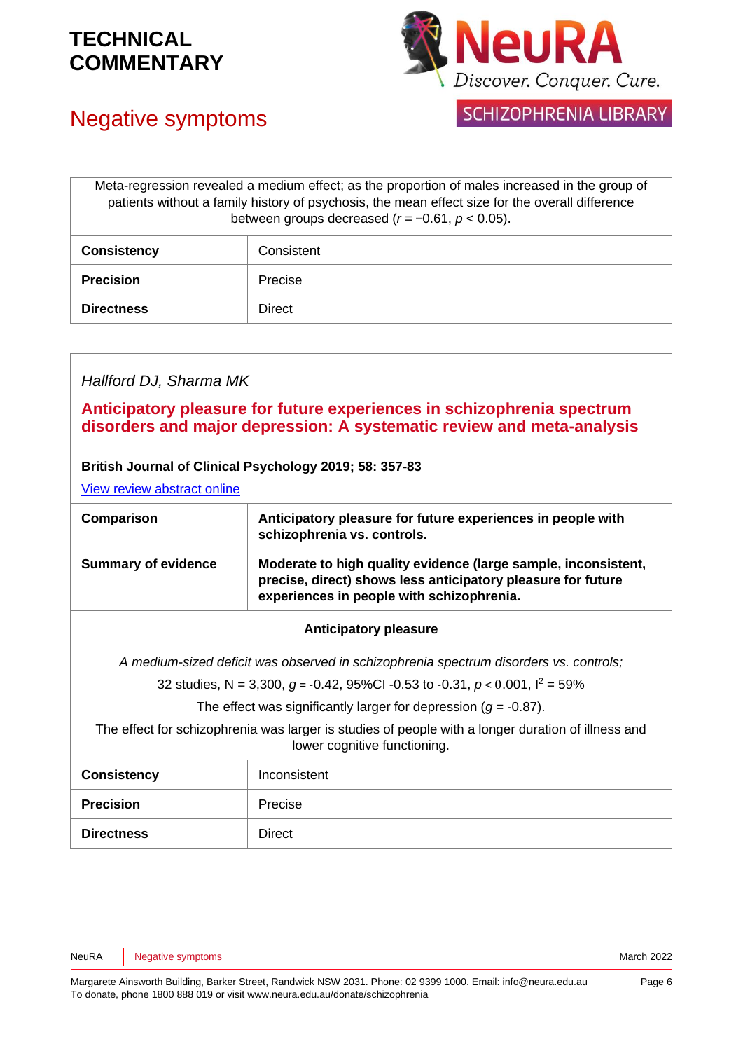| Meta-regression revealed a medium effect; as the proportion of males increased in the group of patients without a family history of psychosis, the mean effect size for the overall difference between groups decreased ($r = -0.61$, $p < 0.05$). | |
|---|---|
| **Consistency** | Consistent |
| **Precision** | Precise |
| **Directness** | Direct |

*Hallford DJ, Sharma MK*

## Anticipatory pleasure for future experiences in schizophrenia spectrum disorders and major depression: A systematic review and meta-analysis

**British Journal of Clinical Psychology 2019; 58: 357-83**

View review abstract online

| **Comparison** | **Anticipatory pleasure for future experiences in people with schizophrenia vs. controls.** |
|---|---|
| **Summary of evidence** | **Moderate to high quality evidence (large sample, inconsistent, precise, direct) shows less anticipatory pleasure for future experiences in people with schizophrenia.** |
| **Anticipatory pleasure** | |
| *A medium-sized deficit was observed in schizophrenia spectrum disorders vs. controls;*<br>32 studies, N = 3,300, $g = -0.42$, 95%CI -0.53 to -0.31, $p < 0.001$, $I^2 = 59\%$<br>The effect was significantly larger for depression ($g = -0.87$).<br>The effect for schizophrenia was larger is studies of people with a longer duration of illness and lower cognitive functioning. | |
| **Consistency** | Inconsistent |
| **Precision** | Precise |
| **Directness** | Direct |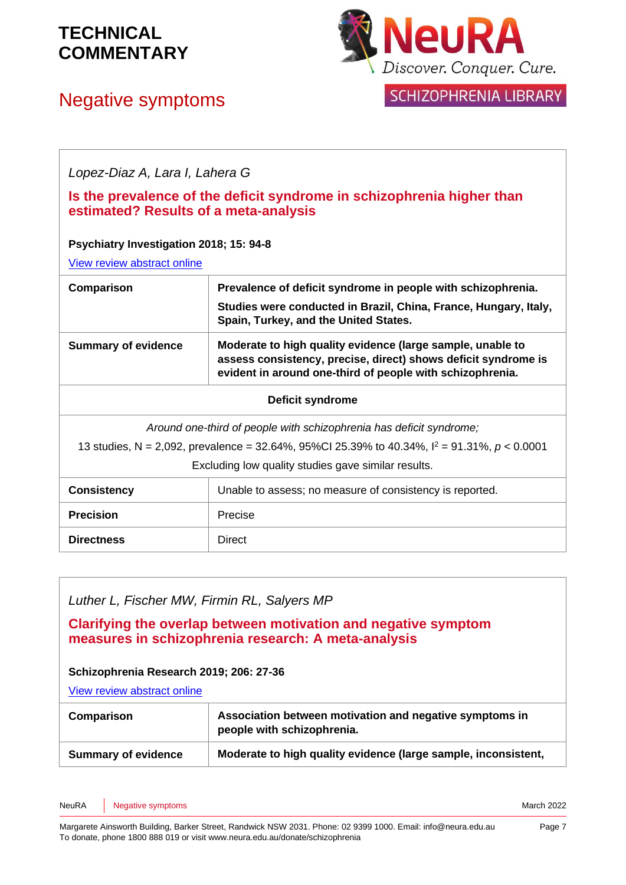*Lopez-Diaz A, Lara I, Lahera G*

**Is the prevalence of the deficit syndrome in schizophrenia higher than estimated? Results of a meta-analysis**

**Psychiatry Investigation 2018; 15: 94-8**

View review abstract online

| | |
|---|---|
| **Comparison** | **Prevalence of deficit syndrome in people with schizophrenia.**<br>**Studies were conducted in Brazil, China, France, Hungary, Italy, Spain, Turkey, and the United States.** |
| **Summary of evidence** | **Moderate to high quality evidence (large sample, unable to assess consistency, precise, direct) shows deficit syndrome is evident in around one-third of people with schizophrenia.** |

| **Deficit syndrome** |
|---|
| *Around one-third of people with schizophrenia has deficit syndrome;*<br>13 studies, N = 2,092, prevalence = 32.64%, 95%CI 25.39% to 40.34%, $I^2$ = 91.31%, $p < 0.0001$<br>Excluding low quality studies gave similar results. |

| | |
|---|---|
| **Consistency** | Unable to assess; no measure of consistency is reported. |
| **Precision** | Precise |
| **Directness** | Direct |

*Luther L, Fischer MW, Firmin RL, Salyers MP*

**Clarifying the overlap between motivation and negative symptom measures in schizophrenia research: A meta-analysis**

**Schizophrenia Research 2019; 206: 27-36**

View review abstract online

| | |
|---|---|
| **Comparison** | **Association between motivation and negative symptoms in people with schizophrenia.** |
| **Summary of evidence** | **Moderate to high quality evidence (large sample, inconsistent,** |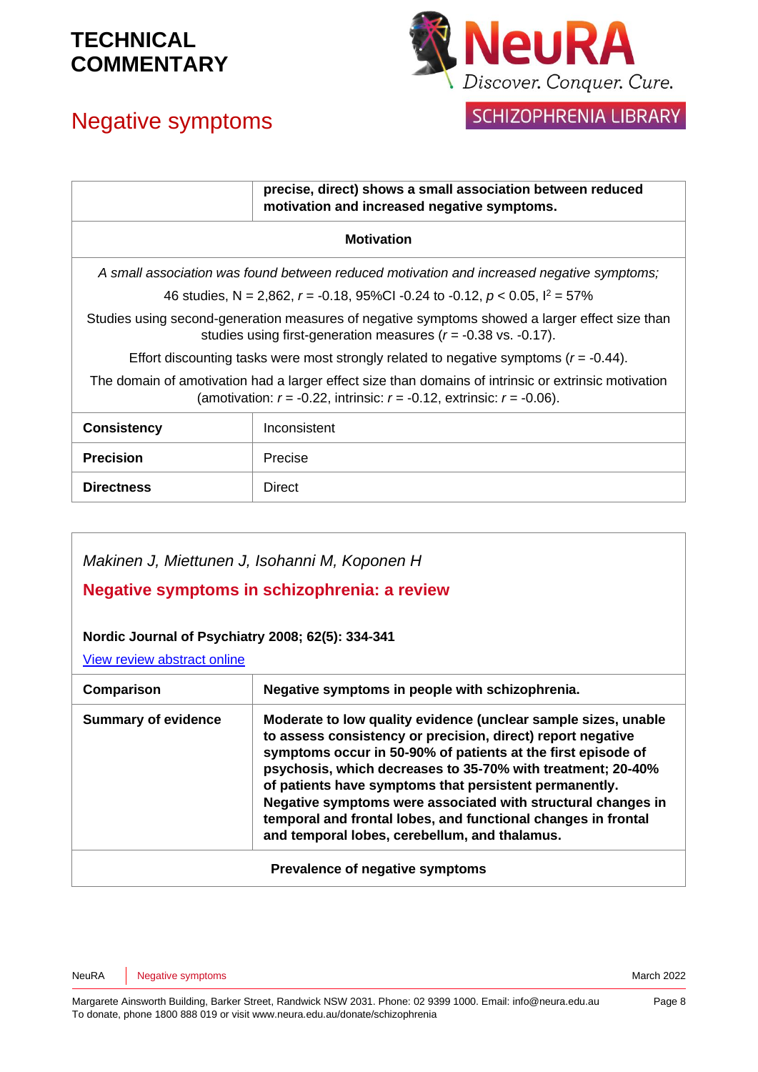| | **precise, direct) shows a small association between reduced motivation and increased negative symptoms.** |
|---|---|
| **Motivation** | |
| *A small association was found between reduced motivation and increased negative symptoms;* 46 studies, N = 2,862, $r$ = -0.18, 95%CI -0.24 to -0.12, $p < 0.05$, $I^2$ = 57% Studies using second-generation measures of negative symptoms showed a larger effect size than studies using first-generation measures ($r$ = -0.38 vs. -0.17). Effort discounting tasks were most strongly related to negative symptoms ($r$ = -0.44). The domain of amotivation had a larger effect size than domains of intrinsic or extrinsic motivation (amotivation: $r$ = -0.22, intrinsic: $r$ = -0.12, extrinsic: $r$ = -0.06). | |
| **Consistency** | Inconsistent |
| **Precision** | Precise |
| **Directness** | Direct |

*Makinen J, Miettunen J, Isohanni M, Koponen H*

**Negative symptoms in schizophrenia: a review**

**Nordic Journal of Psychiatry 2008; 62(5): 334-341**

View review abstract online

| **Comparison** | **Negative symptoms in people with schizophrenia.** |
|---|---|
| **Summary of evidence** | **Moderate to low quality evidence (unclear sample sizes, unable to assess consistency or precision, direct) report negative symptoms occur in 50-90% of patients at the first episode of psychosis, which decreases to 35-70% with treatment; 20-40% of patients have symptoms that persistent permanently. Negative symptoms were associated with structural changes in temporal and frontal lobes, and functional changes in frontal and temporal lobes, cerebellum, and thalamus.** |
| **Prevalence of negative symptoms** | |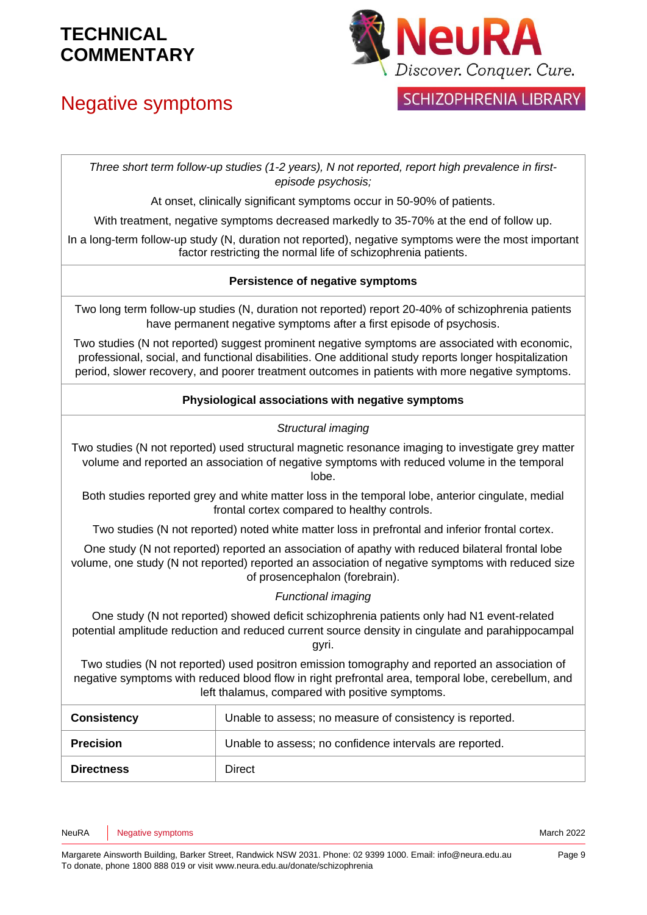*Three short term follow-up studies (1-2 years), N not reported, report high prevalence in first-episode psychosis;*

At onset, clinically significant symptoms occur in 50-90% of patients.

With treatment, negative symptoms decreased markedly to 35-70% at the end of follow up.

In a long-term follow-up study (N, duration not reported), negative symptoms were the most important factor restricting the normal life of schizophrenia patients.

**Persistence of negative symptoms**

Two long term follow-up studies (N, duration not reported) report 20-40% of schizophrenia patients have permanent negative symptoms after a first episode of psychosis.

Two studies (N not reported) suggest prominent negative symptoms are associated with economic, professional, social, and functional disabilities. One additional study reports longer hospitalization period, slower recovery, and poorer treatment outcomes in patients with more negative symptoms.

**Physiological associations with negative symptoms**

*Structural imaging*

Two studies (N not reported) used structural magnetic resonance imaging to investigate grey matter volume and reported an association of negative symptoms with reduced volume in the temporal lobe.

Both studies reported grey and white matter loss in the temporal lobe, anterior cingulate, medial frontal cortex compared to healthy controls.

Two studies (N not reported) noted white matter loss in prefrontal and inferior frontal cortex.

One study (N not reported) reported an association of apathy with reduced bilateral frontal lobe volume, one study (N not reported) reported an association of negative symptoms with reduced size of prosencephalon (forebrain).

*Functional imaging*

One study (N not reported) showed deficit schizophrenia patients only had N1 event-related potential amplitude reduction and reduced current source density in cingulate and parahippocampal gyri.

Two studies (N not reported) used positron emission tomography and reported an association of negative symptoms with reduced blood flow in right prefrontal area, temporal lobe, cerebellum, and left thalamus, compared with positive symptoms.

| | |
|---|---|
| **Consistency** | Unable to assess; no measure of consistency is reported. |
| **Precision** | Unable to assess; no confidence intervals are reported. |
| **Directness** | Direct |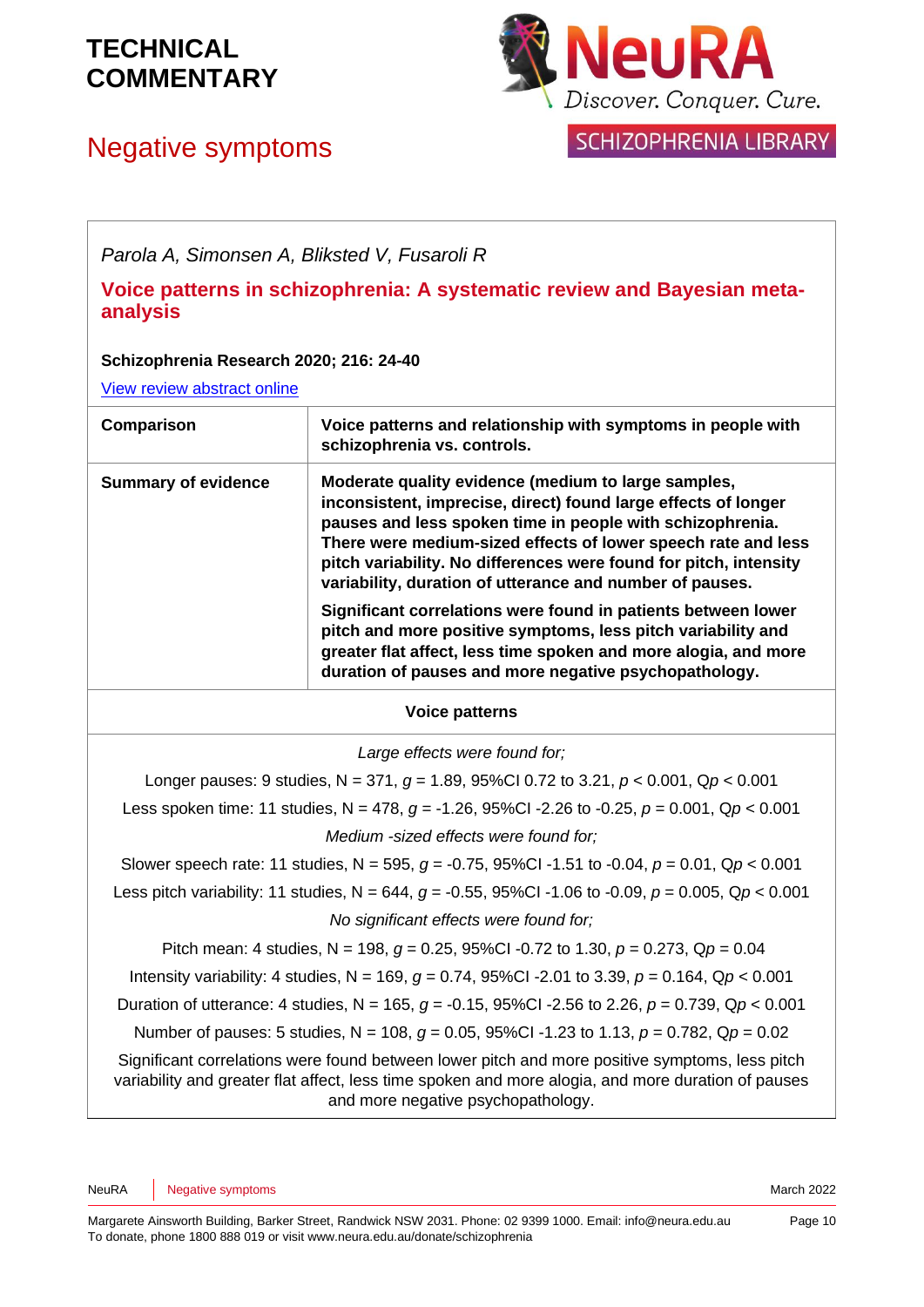# TECHNICAL COMMENTARY

## Negative symptoms

*Parola A, Simonsen A, Bliksted V, Fusaroli R*

### Voice patterns in schizophrenia: A systematic review and Bayesian meta-analysis

**Schizophrenia Research 2020; 216: 24-40**

View review abstract online

| **Comparison** | **Voice patterns and relationship with symptoms in people with schizophrenia vs. controls.** |
|---|---|
| **Summary of evidence** | **Moderate quality evidence (medium to large samples, inconsistent, imprecise, direct) found large effects of longer pauses and less spoken time in people with schizophrenia. There were medium-sized effects of lower speech rate and less pitch variability. No differences were found for pitch, intensity variability, duration of utterance and number of pauses.** <br><br> **Significant correlations were found in patients between lower pitch and more positive symptoms, less pitch variability and greater flat affect, less time spoken and more alogia, and more duration of pauses and more negative psychopathology.** |

**Voice patterns**

*Large effects were found for;*

Longer pauses: 9 studies, N = 371, $g = 1.89$, 95%CI 0.72 to 3.21, $p < 0.001$, Q$p < 0.001$

Less spoken time: 11 studies, N = 478, $g = -1.26$, 95%CI -2.26 to -0.25, $p = 0.001$, Q$p < 0.001$

*Medium -sized effects were found for;*

Slower speech rate: 11 studies, N = 595, $g = -0.75$, 95%CI -1.51 to -0.04, $p = 0.01$, Q$p < 0.001$

Less pitch variability: 11 studies, N = 644, $g = -0.55$, 95%CI -1.06 to -0.09, $p = 0.005$, Q$p < 0.001$

*No significant effects were found for;*

Pitch mean: 4 studies, N = 198, $g = 0.25$, 95%CI -0.72 to 1.30, $p = 0.273$, Q$p = 0.04$

Intensity variability: 4 studies, N = 169, $g = 0.74$, 95%CI -2.01 to 3.39, $p = 0.164$, Q$p < 0.001$

Duration of utterance: 4 studies, N = 165, $g = -0.15$, 95%CI -2.56 to 2.26, $p = 0.739$, Q$p < 0.001$

Number of pauses: 5 studies, N = 108, $g = 0.05$, 95%CI -1.23 to 1.13, $p = 0.782$, Q$p = 0.02$

Significant correlations were found between lower pitch and more positive symptoms, less pitch variability and greater flat affect, less time spoken and more alogia, and more duration of pauses and more negative psychopathology.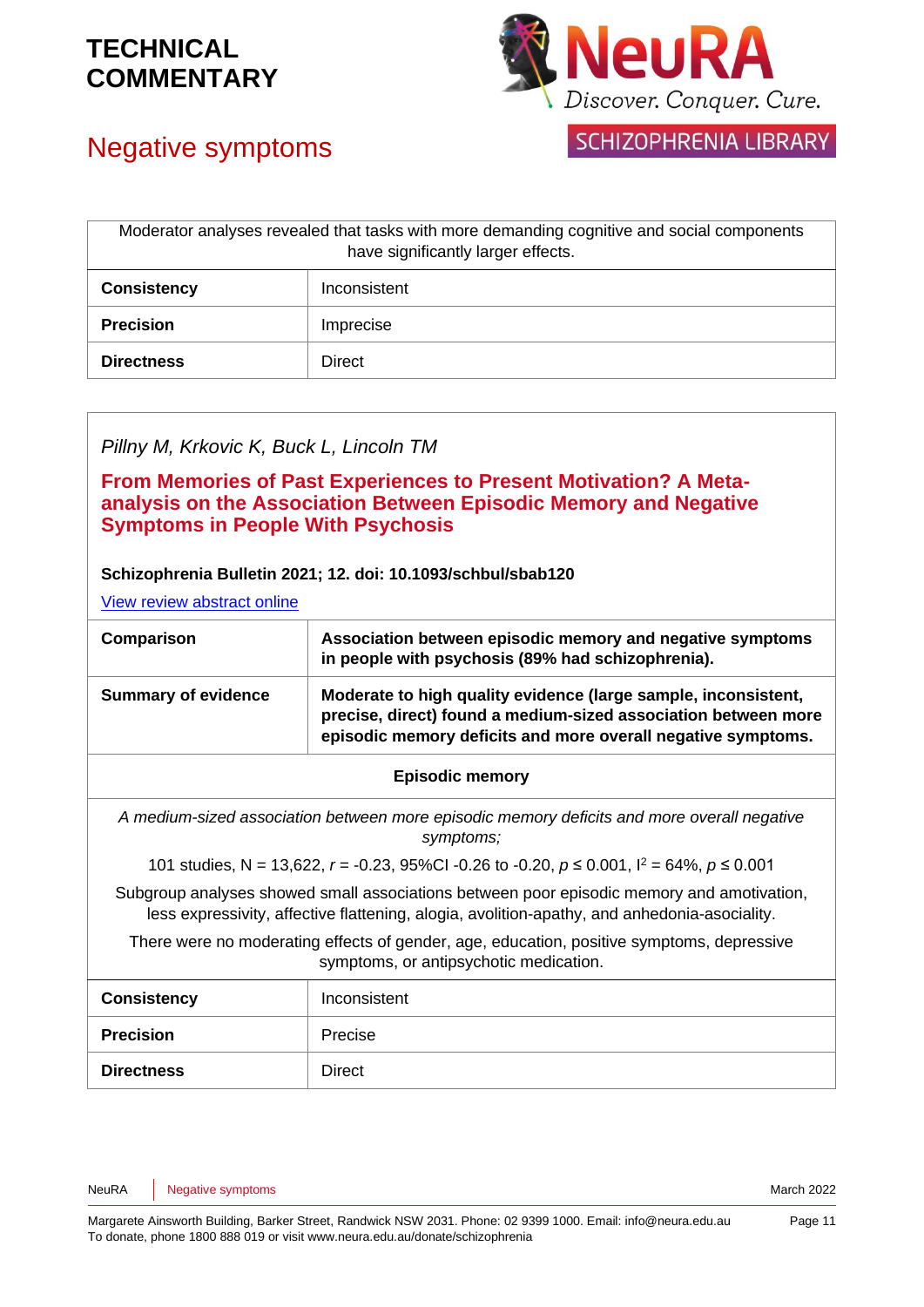| Moderator analyses revealed that tasks with more demanding cognitive and social components have significantly larger effects. | |
|---|---|
| **Consistency** | Inconsistent |
| **Precision** | Imprecise |
| **Directness** | Direct |

*Pillny M, Krkovic K, Buck L, Lincoln TM*

**From Memories of Past Experiences to Present Motivation? A Meta-analysis on the Association Between Episodic Memory and Negative Symptoms in People With Psychosis**

**Schizophrenia Bulletin 2021; 12. doi: 10.1093/schbul/sbab120**

View review abstract online

| **Comparison** | **Association between episodic memory and negative symptoms in people with psychosis (89% had schizophrenia).** |
|---|---|
| **Summary of evidence** | **Moderate to high quality evidence (large sample, inconsistent, precise, direct) found a medium-sized association between more episodic memory deficits and more overall negative symptoms.** |
| **Episodic memory** | |
| *A medium-sized association between more episodic memory deficits and more overall negative symptoms;* <br> 101 studies, N = 13,622, $r$ = -0.23, 95%CI -0.26 to -0.20, $p \leq 0.001$, $I^2$ = 64%, $p \leq 0.001$ <br> Subgroup analyses showed small associations between poor episodic memory and amotivation, less expressivity, affective flattening, alogia, avolition-apathy, and anhedonia-asociality. <br> There were no moderating effects of gender, age, education, positive symptoms, depressive symptoms, or antipsychotic medication. | |
| **Consistency** | Inconsistent |
| **Precision** | Precise |
| **Directness** | Direct |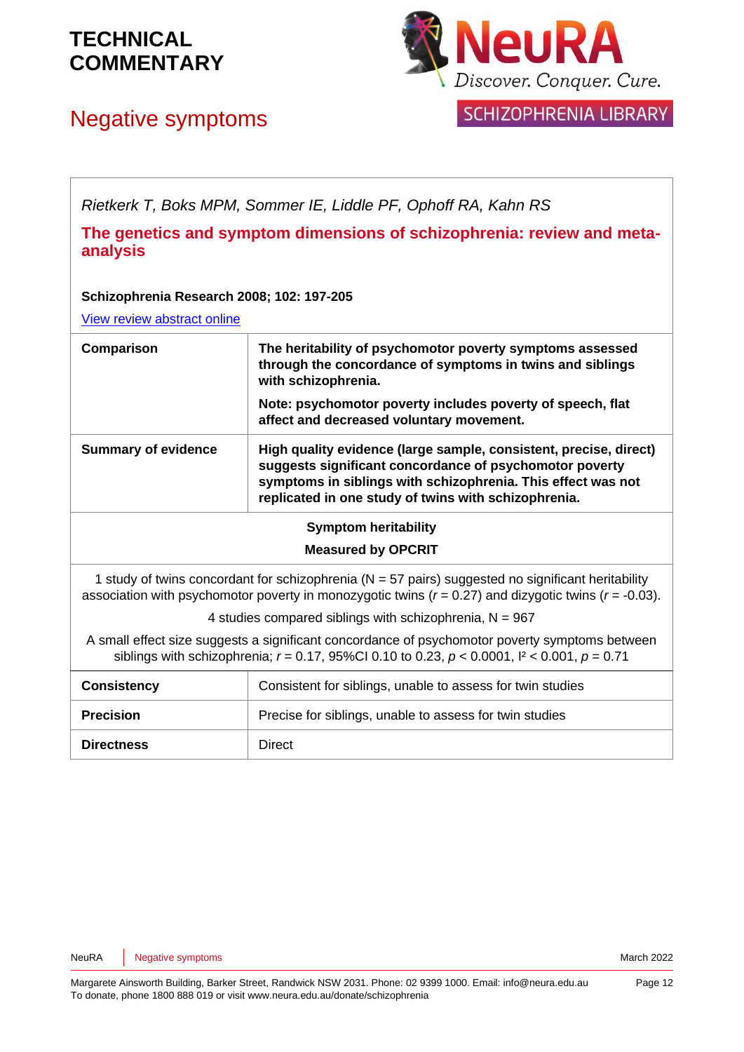*Rietkerk T, Boks MPM, Sommer IE, Liddle PF, Ophoff RA, Kahn RS*

**The genetics and symptom dimensions of schizophrenia: review and meta-analysis**

**Schizophrenia Research 2008; 102: 197-205**

View review abstract online

| | |
|---|---|
| **Comparison** | **The heritability of psychomotor poverty symptoms assessed through the concordance of symptoms in twins and siblings with schizophrenia.** **Note: psychomotor poverty includes poverty of speech, flat affect and decreased voluntary movement.** |
| **Summary of evidence** | **High quality evidence (large sample, consistent, precise, direct) suggests significant concordance of psychomotor poverty symptoms in siblings with schizophrenia. This effect was not replicated in one study of twins with schizophrenia.** |

**Symptom heritability**

**Measured by OPCRIT**

1 study of twins concordant for schizophrenia (N = 57 pairs) suggested no significant heritability association with psychomotor poverty in monozygotic twins ($r$ = 0.27) and dizygotic twins ($r$ = -0.03).

4 studies compared siblings with schizophrenia, N = 967

A small effect size suggests a significant concordance of psychomotor poverty symptoms between siblings with schizophrenia; $r$ = 0.17, 95%CI 0.10 to 0.23, $p$ < 0.0001, $I^2$ < 0.001, $p$ = 0.71

| | |
|---|---|
| **Consistency** | Consistent for siblings, unable to assess for twin studies |
| **Precision** | Precise for siblings, unable to assess for twin studies |
| **Directness** | Direct |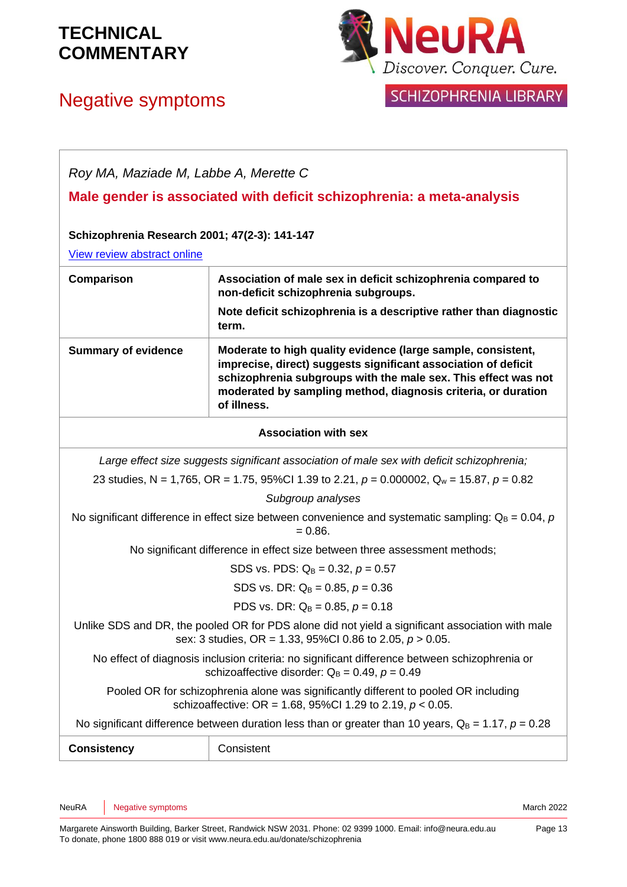# TECHNICAL COMMENTARY

## Negative symptoms

*Roy MA, Maziade M, Labbe A, Merette C*

**Male gender is associated with deficit schizophrenia: a meta-analysis**

**Schizophrenia Research 2001; 47(2-3): 141-147**

View review abstract online

| | |
|---|---|
| **Comparison** | **Association of male sex in deficit schizophrenia compared to non-deficit schizophrenia subgroups.** **Note deficit schizophrenia is a descriptive rather than diagnostic term.** |
| **Summary of evidence** | **Moderate to high quality evidence (large sample, consistent, imprecise, direct) suggests significant association of deficit schizophrenia subgroups with the male sex. This effect was not moderated by sampling method, diagnosis criteria, or duration of illness.** |

**Association with sex**

*Large effect size suggests significant association of male sex with deficit schizophrenia;*

23 studies, N = 1,765, OR = 1.75, 95%CI 1.39 to 2.21, $p = 0.000002$, $Q_w = 15.87$, $p = 0.82$

*Subgroup analyses*

No significant difference in effect size between convenience and systematic sampling: $Q_B = 0.04$, $p = 0.86$.

No significant difference in effect size between three assessment methods;

SDS vs. PDS: $Q_B = 0.32$, $p = 0.57$

SDS vs. DR: $Q_B = 0.85$, $p = 0.36$

PDS vs. DR: $Q_B = 0.85$, $p = 0.18$

Unlike SDS and DR, the pooled OR for PDS alone did not yield a significant association with male sex: 3 studies, OR = 1.33, 95%CI 0.86 to 2.05, $p > 0.05$.

No effect of diagnosis inclusion criteria: no significant difference between schizophrenia or schizoaffective disorder: $Q_B = 0.49$, $p = 0.49$

Pooled OR for schizophrenia alone was significantly different to pooled OR including schizoaffective: OR = 1.68, 95%CI 1.29 to 2.19, $p < 0.05$.

No significant difference between duration less than or greater than 10 years, $Q_B = 1.17$, $p = 0.28$

| | |
|---|---|
| **Consistency** | Consistent |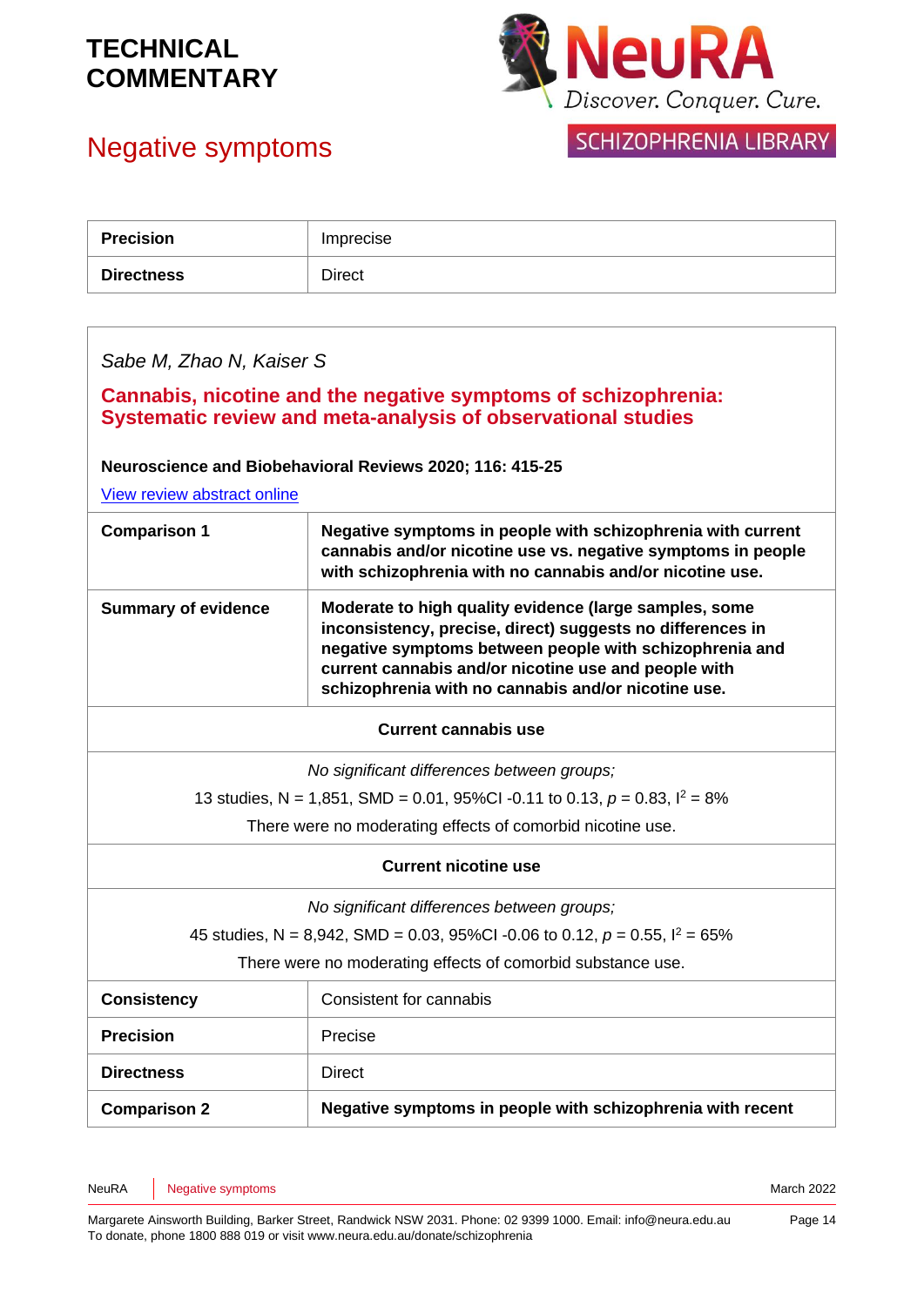| | |
|---|---|
| **Precision** | Imprecise |
| **Directness** | Direct |

*Sabe M, Zhao N, Kaiser S*

## Cannabis, nicotine and the negative symptoms of schizophrenia: Systematic review and meta-analysis of observational studies

**Neuroscience and Biobehavioral Reviews 2020; 116: 415-25**

View review abstract online

| | |
|---|---|
| **Comparison 1** | **Negative symptoms in people with schizophrenia with current cannabis and/or nicotine use vs. negative symptoms in people with schizophrenia with no cannabis and/or nicotine use.** |
| **Summary of evidence** | **Moderate to high quality evidence (large samples, some inconsistency, precise, direct) suggests no differences in negative symptoms between people with schizophrenia and current cannabis and/or nicotine use and people with schizophrenia with no cannabis and/or nicotine use.** |
| **Current cannabis use** | |
| *No significant differences between groups;* <br> 13 studies, N = 1,851, SMD = 0.01, 95%CI -0.11 to 0.13, $p = 0.83$, $I^2 = 8\%$ <br> There were no moderating effects of comorbid nicotine use. | |
| **Current nicotine use** | |
| *No significant differences between groups;* <br> 45 studies, N = 8,942, SMD = 0.03, 95%CI -0.06 to 0.12, $p = 0.55$, $I^2 = 65\%$ <br> There were no moderating effects of comorbid substance use. | |
| **Consistency** | Consistent for cannabis |
| **Precision** | Precise |
| **Directness** | Direct |
| **Comparison 2** | **Negative symptoms in people with schizophrenia with recent** |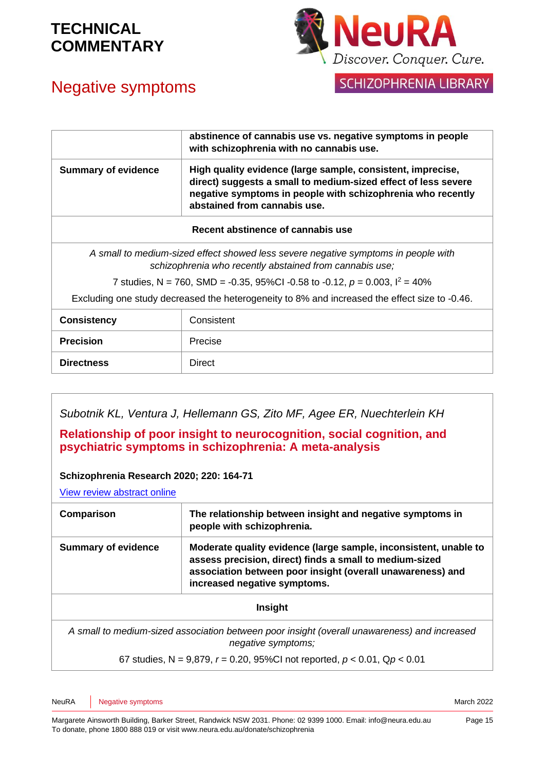| | |
|---|---|
| | **abstinence of cannabis use vs. negative symptoms in people with schizophrenia with no cannabis use.** |
| **Summary of evidence** | **High quality evidence (large sample, consistent, imprecise, direct) suggests a small to medium-sized effect of less severe negative symptoms in people with schizophrenia who recently abstained from cannabis use.** |
| **Recent abstinence of cannabis use** | |
| *A small to medium-sized effect showed less severe negative symptoms in people with schizophrenia who recently abstained from cannabis use;* 7 studies, N = 760, SMD = -0.35, 95%CI -0.58 to -0.12, $p$ = 0.003, $I^2$ = 40% Excluding one study decreased the heterogeneity to 8% and increased the effect size to -0.46. | |
| **Consistency** | Consistent |
| **Precision** | Precise |
| **Directness** | Direct |

*Subotnik KL, Ventura J, Hellemann GS, Zito MF, Agee ER, Nuechterlein KH*

## Relationship of poor insight to neurocognition, social cognition, and psychiatric symptoms in schizophrenia: A meta-analysis

**Schizophrenia Research 2020; 220: 164-71**

View review abstract online

| | |
|---|---|
| **Comparison** | **The relationship between insight and negative symptoms in people with schizophrenia.** |
| **Summary of evidence** | **Moderate quality evidence (large sample, inconsistent, unable to assess precision, direct) finds a small to medium-sized association between poor insight (overall unawareness) and increased negative symptoms.** |
| **Insight** | |
| *A small to medium-sized association between poor insight (overall unawareness) and increased negative symptoms;* 67 studies, N = 9,879, $r$ = 0.20, 95%CI not reported, $p$ < 0.01, Q$p$ < 0.01 | |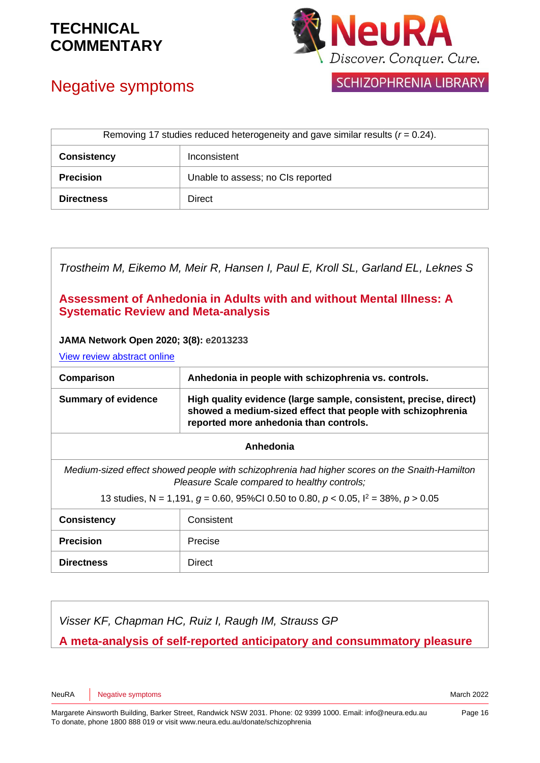| Removing 17 studies reduced heterogeneity and gave similar results ($r$ = 0.24). | |
|---|---|
| **Consistency** | Inconsistent |
| **Precision** | Unable to assess; no CIs reported |
| **Directness** | Direct |

*Trostheim M, Eikemo M, Meir R, Hansen I, Paul E, Kroll SL, Garland EL, Leknes S*

### Assessment of Anhedonia in Adults with and without Mental Illness: A Systematic Review and Meta-analysis

**JAMA Network Open 2020; 3(8):** e2013233

View review abstract online

| **Comparison** | **Anhedonia in people with schizophrenia vs. controls.** |
|---|---|
| **Summary of evidence** | **High quality evidence (large sample, consistent, precise, direct) showed a medium-sized effect that people with schizophrenia reported more anhedonia than controls.** |
| **Anhedonia** | |
| *Medium-sized effect showed people with schizophrenia had higher scores on the Snaith-Hamilton Pleasure Scale compared to healthy controls;* 13 studies, N = 1,191, $g$ = 0.60, 95%CI 0.50 to 0.80, $p < 0.05$, $I^2$ = 38%, $p > 0.05$ | |
| **Consistency** | Consistent |
| **Precision** | Precise |
| **Directness** | Direct |

*Visser KF, Chapman HC, Ruiz I, Raugh IM, Strauss GP*

### A meta-analysis of self-reported anticipatory and consummatory pleasure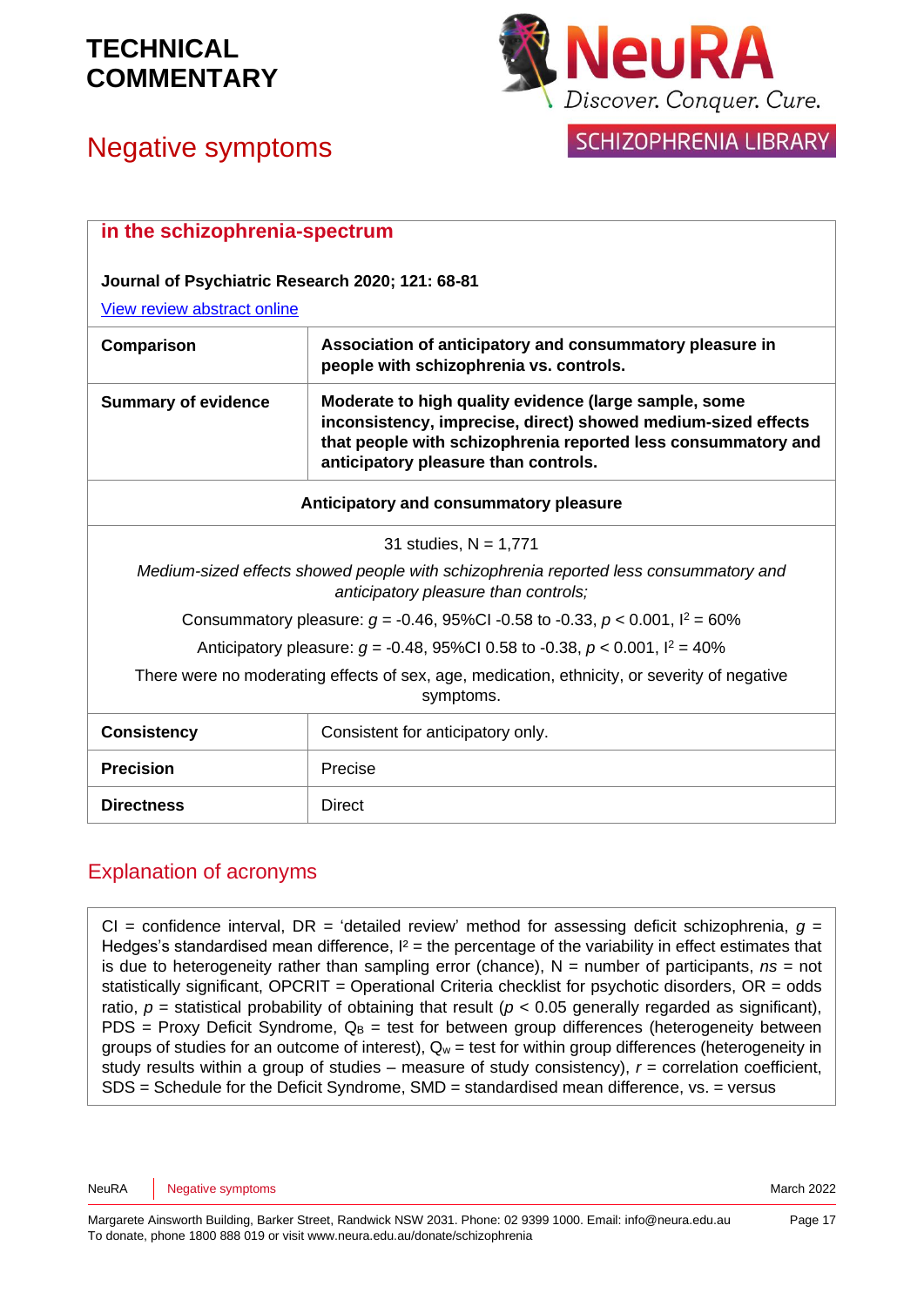| in the schizophrenia-spectrum | |
|---|---|
| **Journal of Psychiatric Research 2020; 121: 68-81**<br>View review abstract online | |
| **Comparison** | **Association of anticipatory and consummatory pleasure in people with schizophrenia vs. controls.** |
| **Summary of evidence** | **Moderate to high quality evidence (large sample, some inconsistency, imprecise, direct) showed medium-sized effects that people with schizophrenia reported less consummatory and anticipatory pleasure than controls.** |
| **Anticipatory and consummatory pleasure** | |
| 31 studies, N = 1,771<br>*Medium-sized effects showed people with schizophrenia reported less consummatory and anticipatory pleasure than controls;*<br>Consummatory pleasure: $g$ = -0.46, 95%CI -0.58 to -0.33, $p < 0.001$, $I^2 = 60\%$<br>Anticipatory pleasure: $g$ = -0.48, 95%CI 0.58 to -0.38, $p < 0.001$, $I^2 = 40\%$<br>There were no moderating effects of sex, age, medication, ethnicity, or severity of negative symptoms. | |
| **Consistency** | Consistent for anticipatory only. |
| **Precision** | Precise |
| **Directness** | Direct |

## Explanation of acronyms

CI = confidence interval, DR = 'detailed review' method for assessing deficit schizophrenia, $g$ = Hedges's standardised mean difference, $I^2$ = the percentage of the variability in effect estimates that is due to heterogeneity rather than sampling error (chance), N = number of participants, *ns* = not statistically significant, OPCRIT = Operational Criteria checklist for psychotic disorders, OR = odds ratio, $p$ = statistical probability of obtaining that result ($p < 0.05$ generally regarded as significant), PDS = Proxy Deficit Syndrome, $Q_B$ = test for between group differences (heterogeneity between groups of studies for an outcome of interest), $Q_w$ = test for within group differences (heterogeneity in study results within a group of studies – measure of study consistency), $r$ = correlation coefficient, SDS = Schedule for the Deficit Syndrome, SMD = standardised mean difference, vs. = versus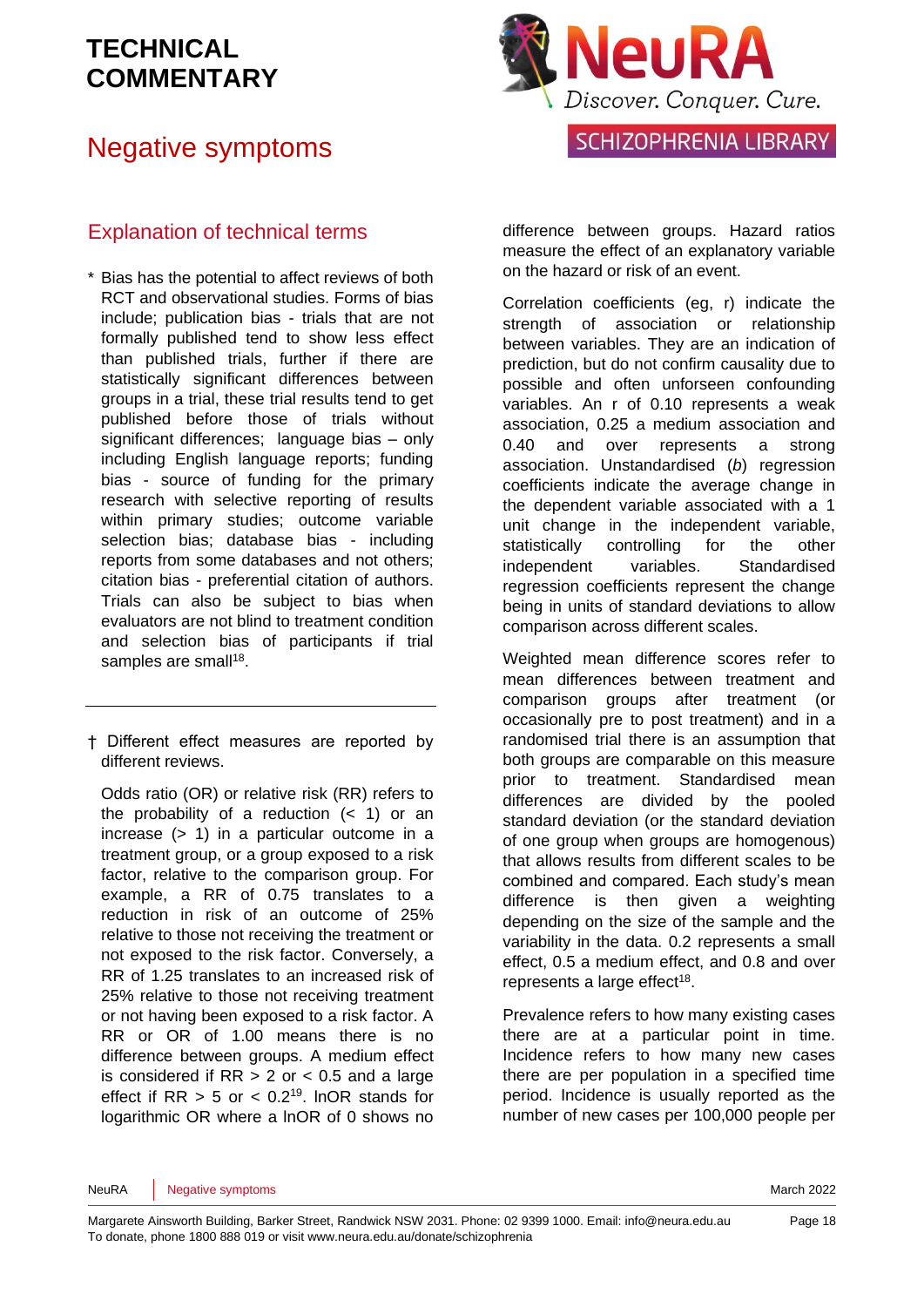# TECHNICAL COMMENTARY

# Negative symptoms

## Explanation of technical terms

\* Bias has the potential to affect reviews of both RCT and observational studies. Forms of bias include; publication bias - trials that are not formally published tend to show less effect than published trials, further if there are statistically significant differences between groups in a trial, these trial results tend to get published before those of trials without significant differences; language bias – only including English language reports; funding bias - source of funding for the primary research with selective reporting of results within primary studies; outcome variable selection bias; database bias - including reports from some databases and not others; citation bias - preferential citation of authors. Trials can also be subject to bias when evaluators are not blind to treatment condition and selection bias of participants if trial samples are small[18].

---

† Different effect measures are reported by different reviews.

Odds ratio (OR) or relative risk (RR) refers to the probability of a reduction (< 1) or an increase (> 1) in a particular outcome in a treatment group, or a group exposed to a risk factor, relative to the comparison group. For example, a RR of 0.75 translates to a reduction in risk of an outcome of 25% relative to those not receiving the treatment or not exposed to the risk factor. Conversely, a RR of 1.25 translates to an increased risk of 25% relative to those not receiving treatment or not having been exposed to a risk factor. A RR or OR of 1.00 means there is no difference between groups. A medium effect is considered if RR > 2 or < 0.5 and a large effect if RR > 5 or < 0.2[19]. lnOR stands for logarithmic OR where a lnOR of 0 shows no difference between groups. Hazard ratios measure the effect of an explanatory variable on the hazard or risk of an event.

Correlation coefficients (eg, r) indicate the strength of association or relationship between variables. They are an indication of prediction, but do not confirm causality due to possible and often unforseen confounding variables. An r of 0.10 represents a weak association, 0.25 a medium association and 0.40 and over represents a strong association. Unstandardised (*b*) regression coefficients indicate the average change in the dependent variable associated with a 1 unit change in the independent variable, statistically controlling for the other independent variables. Standardised regression coefficients represent the change being in units of standard deviations to allow comparison across different scales.

Weighted mean difference scores refer to mean differences between treatment and comparison groups after treatment (or occasionally pre to post treatment) and in a randomised trial there is an assumption that both groups are comparable on this measure prior to treatment. Standardised mean differences are divided by the pooled standard deviation (or the standard deviation of one group when groups are homogenous) that allows results from different scales to be combined and compared. Each study's mean difference is then given a weighting depending on the size of the sample and the variability in the data. 0.2 represents a small effect, 0.5 a medium effect, and 0.8 and over represents a large effect[18].

Prevalence refers to how many existing cases there are at a particular point in time. Incidence refers to how many new cases there are per population in a specified time period. Incidence is usually reported as the number of new cases per 100,000 people per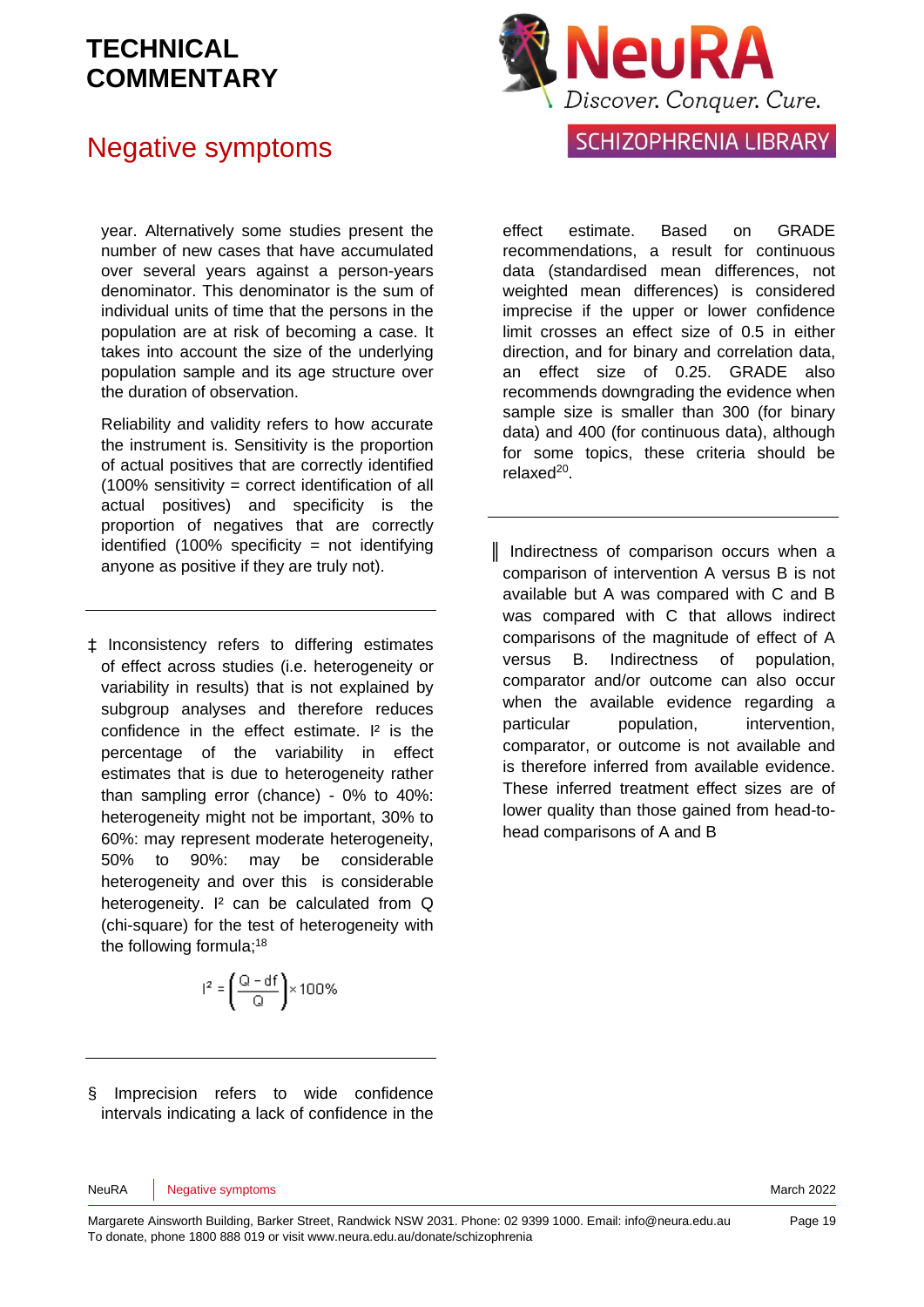year. Alternatively some studies present the number of new cases that have accumulated over several years against a person-years denominator. This denominator is the sum of individual units of time that the persons in the population are at risk of becoming a case. It takes into account the size of the underlying population sample and its age structure over the duration of observation.

Reliability and validity refers to how accurate the instrument is. Sensitivity is the proportion of actual positives that are correctly identified (100% sensitivity = correct identification of all actual positives) and specificity is the proportion of negatives that are correctly identified (100% specificity = not identifying anyone as positive if they are truly not).

---

‡ Inconsistency refers to differing estimates of effect across studies (i.e. heterogeneity or variability in results) that is not explained by subgroup analyses and therefore reduces confidence in the effect estimate. $I^2$ is the percentage of the variability in effect estimates that is due to heterogeneity rather than sampling error (chance) - 0% to 40%: heterogeneity might not be important, 30% to 60%: may represent moderate heterogeneity, 50% to 90%: may be considerable heterogeneity and over this is considerable heterogeneity. $I^2$ can be calculated from Q (chi-square) for the test of heterogeneity with the following formula;[18]

$$I^2 = \left(\frac{Q - df}{Q}\right) \times 100\%$$

---

§ Imprecision refers to wide confidence intervals indicating a lack of confidence in the effect estimate. Based on GRADE recommendations, a result for continuous data (standardised mean differences, not weighted mean differences) is considered imprecise if the upper or lower confidence limit crosses an effect size of 0.5 in either direction, and for binary and correlation data, an effect size of 0.25. GRADE also recommends downgrading the evidence when sample size is smaller than 300 (for binary data) and 400 (for continuous data), although for some topics, these criteria should be relaxed[20].

---

‖ Indirectness of comparison occurs when a comparison of intervention A versus B is not available but A was compared with C and B was compared with C that allows indirect comparisons of the magnitude of effect of A versus B. Indirectness of population, comparator and/or outcome can also occur when the available evidence regarding a particular population, intervention, comparator, or outcome is not available and is therefore inferred from available evidence. These inferred treatment effect sizes are of lower quality than those gained from head-to-head comparisons of A and B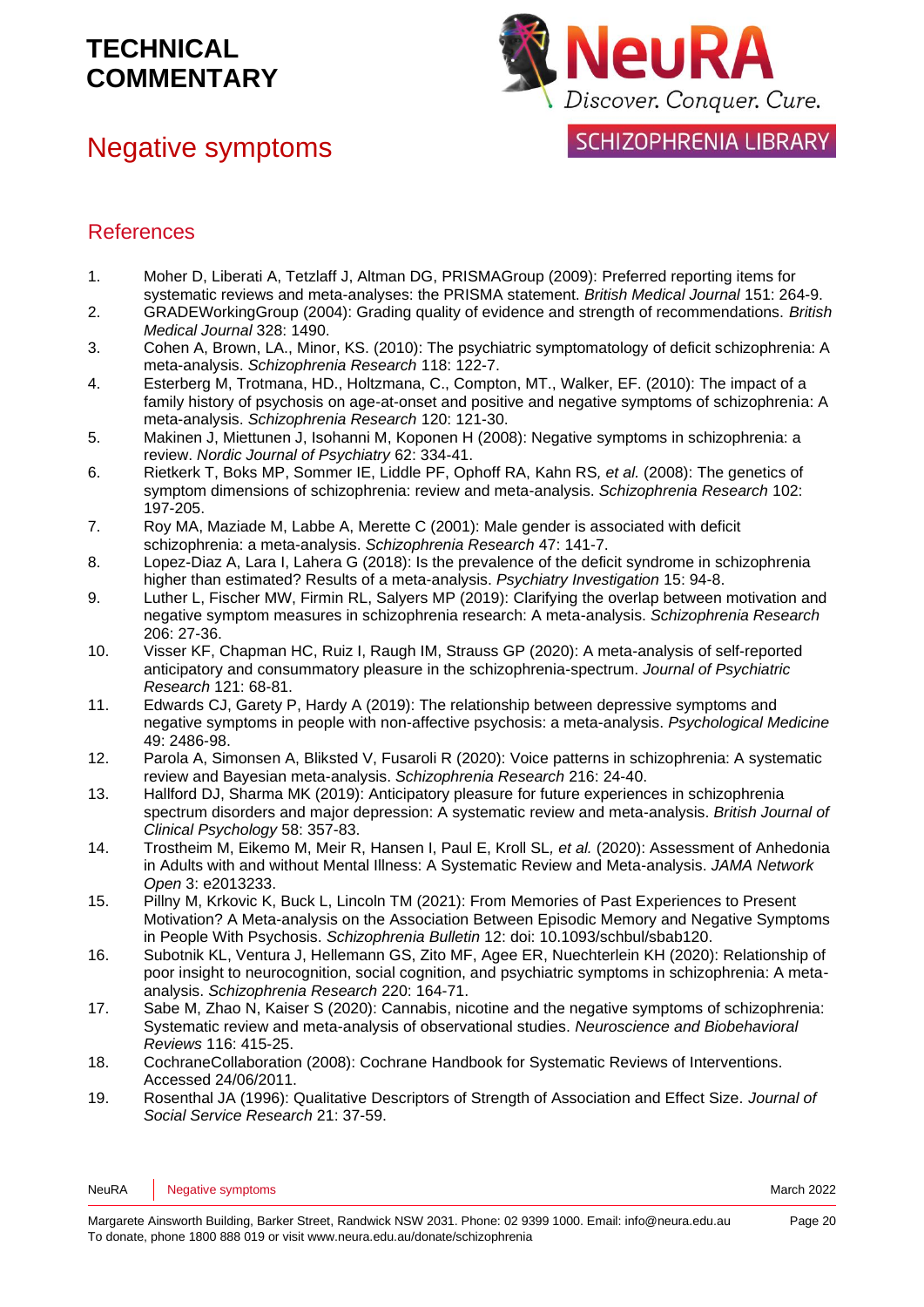## References

1. Moher D, Liberati A, Tetzlaff J, Altman DG, PRISMAGroup (2009): Preferred reporting items for systematic reviews and meta-analyses: the PRISMA statement. *British Medical Journal* 151: 264-9.
2. GRADEWorkingGroup (2004): Grading quality of evidence and strength of recommendations. *British Medical Journal* 328: 1490.
3. Cohen A, Brown, LA., Minor, KS. (2010): The psychiatric symptomatology of deficit schizophrenia: A meta-analysis. *Schizophrenia Research* 118: 122-7.
4. Esterberg M, Trotmana, HD., Holtzmana, C., Compton, MT., Walker, EF. (2010): The impact of a family history of psychosis on age-at-onset and positive and negative symptoms of schizophrenia: A meta-analysis. *Schizophrenia Research* 120: 121-30.
5. Makinen J, Miettunen J, Isohanni M, Koponen H (2008): Negative symptoms in schizophrenia: a review. *Nordic Journal of Psychiatry* 62: 334-41.
6. Rietkerk T, Boks MP, Sommer IE, Liddle PF, Ophoff RA, Kahn RS*, et al.* (2008): The genetics of symptom dimensions of schizophrenia: review and meta-analysis. *Schizophrenia Research* 102: 197-205.
7. Roy MA, Maziade M, Labbe A, Merette C (2001): Male gender is associated with deficit schizophrenia: a meta-analysis. *Schizophrenia Research* 47: 141-7.
8. Lopez-Diaz A, Lara I, Lahera G (2018): Is the prevalence of the deficit syndrome in schizophrenia higher than estimated? Results of a meta-analysis. *Psychiatry Investigation* 15: 94-8.
9. Luther L, Fischer MW, Firmin RL, Salyers MP (2019): Clarifying the overlap between motivation and negative symptom measures in schizophrenia research: A meta-analysis. *Schizophrenia Research* 206: 27-36.
10. Visser KF, Chapman HC, Ruiz I, Raugh IM, Strauss GP (2020): A meta-analysis of self-reported anticipatory and consummatory pleasure in the schizophrenia-spectrum. *Journal of Psychiatric Research* 121: 68-81.
11. Edwards CJ, Garety P, Hardy A (2019): The relationship between depressive symptoms and negative symptoms in people with non-affective psychosis: a meta-analysis. *Psychological Medicine* 49: 2486-98.
12. Parola A, Simonsen A, Bliksted V, Fusaroli R (2020): Voice patterns in schizophrenia: A systematic review and Bayesian meta-analysis. *Schizophrenia Research* 216: 24-40.
13. Hallford DJ, Sharma MK (2019): Anticipatory pleasure for future experiences in schizophrenia spectrum disorders and major depression: A systematic review and meta-analysis. *British Journal of Clinical Psychology* 58: 357-83.
14. Trostheim M, Eikemo M, Meir R, Hansen I, Paul E, Kroll SL*, et al.* (2020): Assessment of Anhedonia in Adults with and without Mental Illness: A Systematic Review and Meta-analysis. *JAMA Network Open* 3: e2013233.
15. Pillny M, Krkovic K, Buck L, Lincoln TM (2021): From Memories of Past Experiences to Present Motivation? A Meta-analysis on the Association Between Episodic Memory and Negative Symptoms in People With Psychosis. *Schizophrenia Bulletin* 12: doi: 10.1093/schbul/sbab120.
16. Subotnik KL, Ventura J, Hellemann GS, Zito MF, Agee ER, Nuechterlein KH (2020): Relationship of poor insight to neurocognition, social cognition, and psychiatric symptoms in schizophrenia: A meta-analysis. *Schizophrenia Research* 220: 164-71.
17. Sabe M, Zhao N, Kaiser S (2020): Cannabis, nicotine and the negative symptoms of schizophrenia: Systematic review and meta-analysis of observational studies. *Neuroscience and Biobehavioral Reviews* 116: 415-25.
18. CochraneCollaboration (2008): Cochrane Handbook for Systematic Reviews of Interventions. Accessed 24/06/2011.
19. Rosenthal JA (1996): Qualitative Descriptors of Strength of Association and Effect Size. *Journal of Social Service Research* 21: 37-59.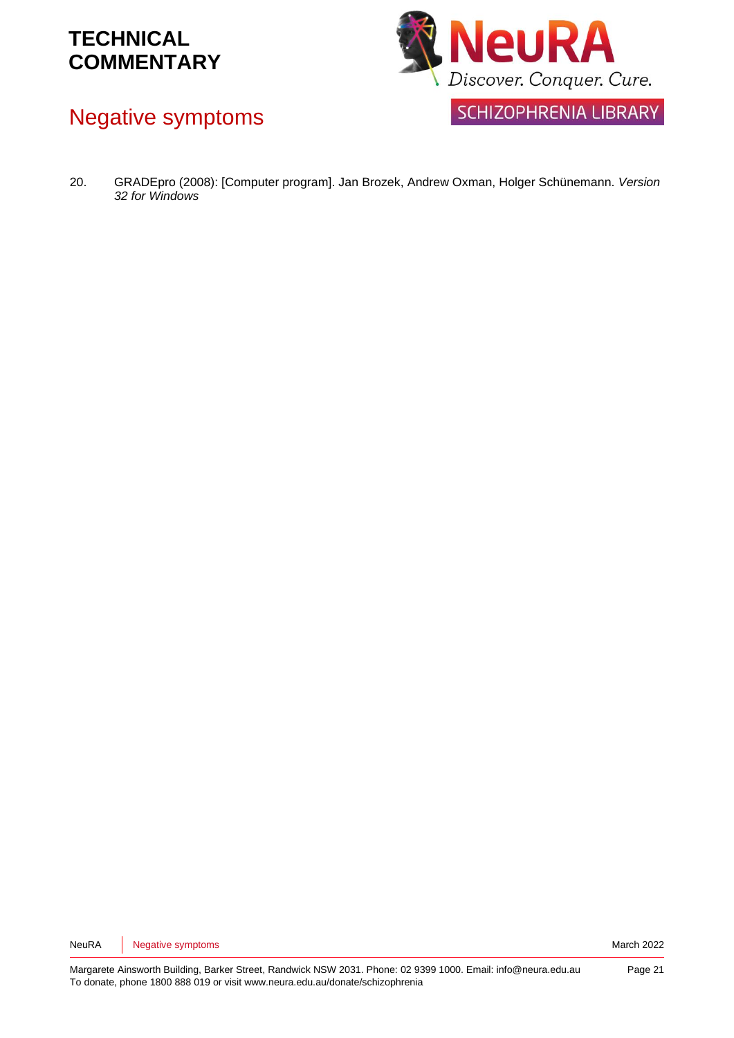20. GRADEpro (2008): [Computer program]. Jan Brozek, Andrew Oxman, Holger Schünemann. *Version 32 for Windows*